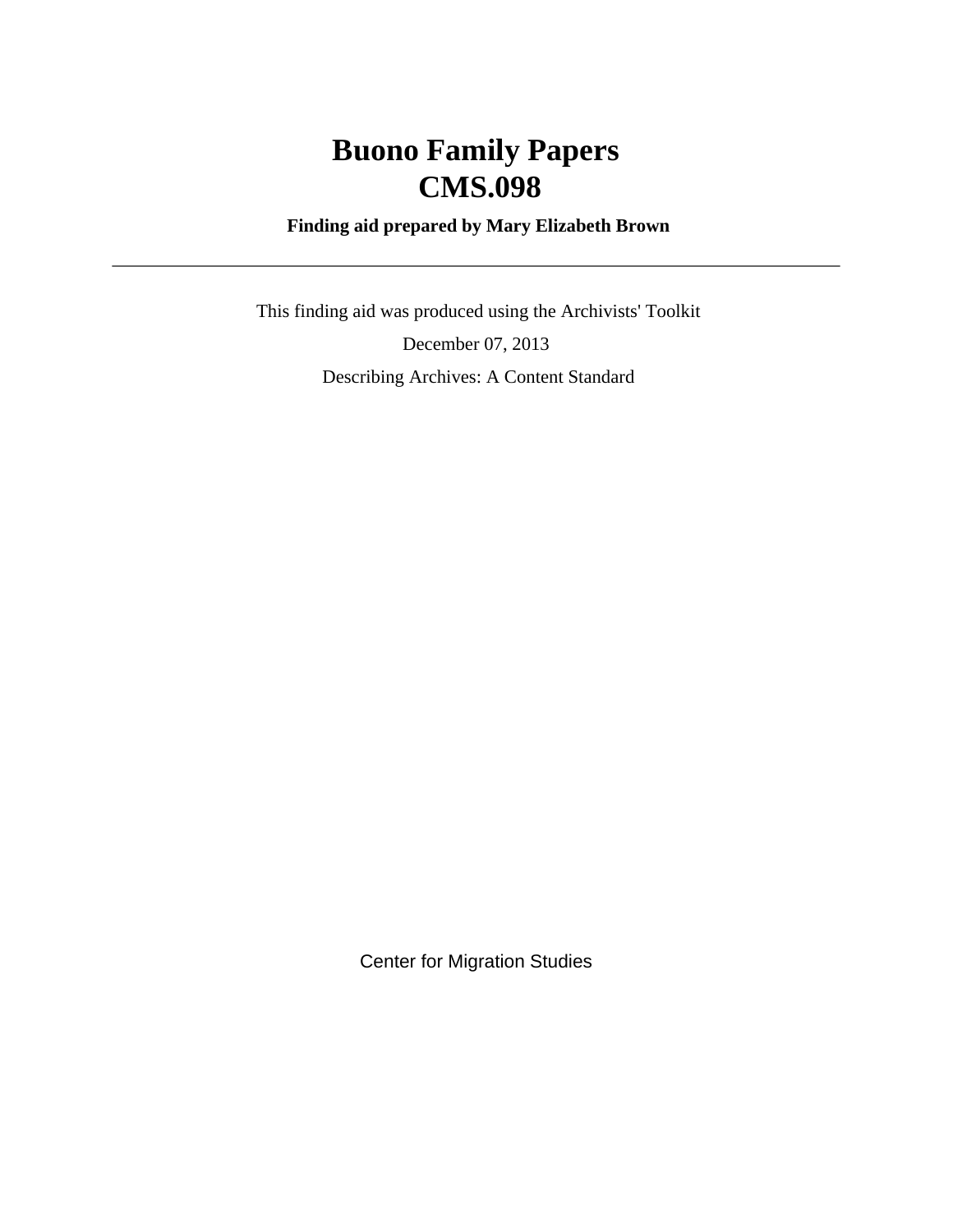# Buono Family Papers
# CMS.098

**Finding aid prepared by Mary Elizabeth Brown**

---

This finding aid was produced using the Archivists' Toolkit

December 07, 2013

Describing Archives: A Content Standard

Center for Migration Studies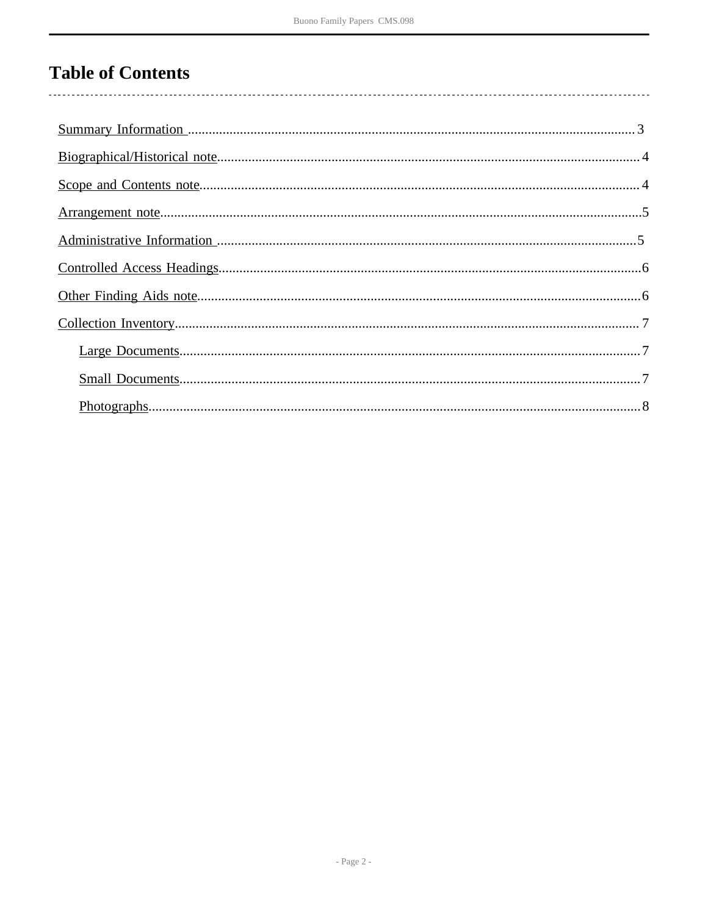# Table of Contents

- Summary Information ................................................ 3
- Biographical/Historical note ................................................ 4
- Scope and Contents note ................................................ 4
- Arrangement note ................................................ 5
- Administrative Information ................................................ 5
- Controlled Access Headings ................................................ 6
- Other Finding Aids note ................................................ 6
- Collection Inventory ................................................ 7
  - Large Documents ................................................ 7
  - Small Documents ................................................ 7
  - Photographs ................................................ 8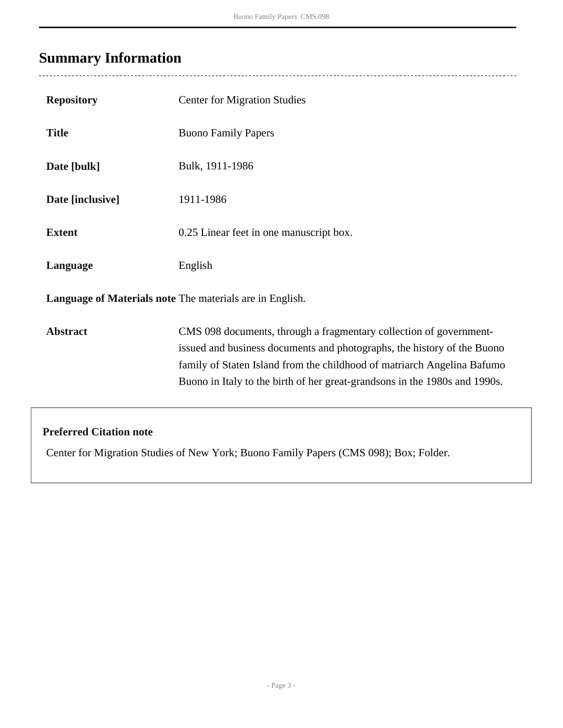## Summary Information

| | |
|---|---|
| **Repository** | Center for Migration Studies |
| **Title** | Buono Family Papers |
| **Date [bulk]** | Bulk, 1911-1986 |
| **Date [inclusive]** | 1911-1986 |
| **Extent** | 0.25 Linear feet in one manuscript box. |
| **Language** | English |
| **Language of Materials note** | The materials are in English. |
| **Abstract** | CMS 098 documents, through a fragmentary collection of government-issued and business documents and photographs, the history of the Buono family of Staten Island from the childhood of matriarch Angelina Bafumo Buono in Italy to the birth of her great-grandsons in the 1980s and 1990s. |

**Preferred Citation note**

Center for Migration Studies of New York; Buono Family Papers (CMS 098); Box; Folder.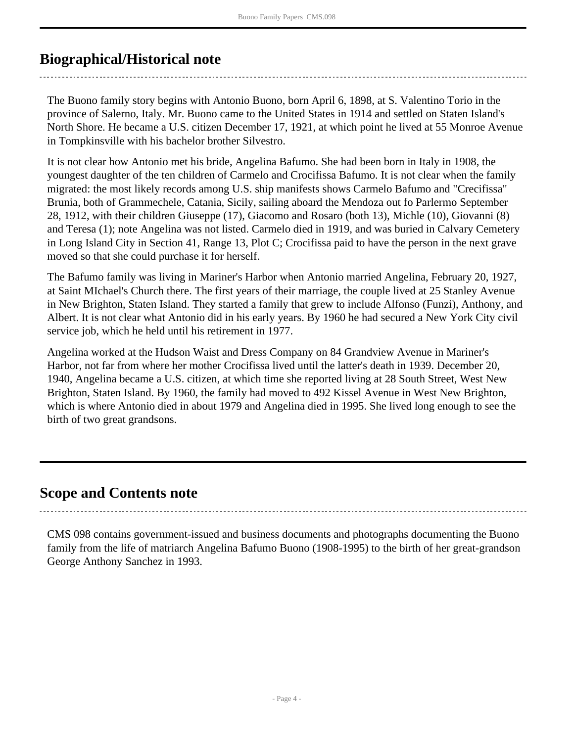## Biographical/Historical note

The Buono family story begins with Antonio Buono, born April 6, 1898, at S. Valentino Torio in the province of Salerno, Italy. Mr. Buono came to the United States in 1914 and settled on Staten Island's North Shore. He became a U.S. citizen December 17, 1921, at which point he lived at 55 Monroe Avenue in Tompkinsville with his bachelor brother Silvestro.

It is not clear how Antonio met his bride, Angelina Bafumo. She had been born in Italy in 1908, the youngest daughter of the ten children of Carmelo and Crocifissa Bafumo. It is not clear when the family migrated: the most likely records among U.S. ship manifests shows Carmelo Bafumo and "Crecifissa" Brunia, both of Grammechele, Catania, Sicily, sailing aboard the Mendoza out fo Parlermo September 28, 1912, with their children Giuseppe (17), Giacomo and Rosaro (both 13), Michle (10), Giovanni (8) and Teresa (1); note Angelina was not listed. Carmelo died in 1919, and was buried in Calvary Cemetery in Long Island City in Section 41, Range 13, Plot C; Crocifissa paid to have the person in the next grave moved so that she could purchase it for herself.

The Bafumo family was living in Mariner's Harbor when Antonio married Angelina, February 20, 1927, at Saint MIchael's Church there. The first years of their marriage, the couple lived at 25 Stanley Avenue in New Brighton, Staten Island. They started a family that grew to include Alfonso (Funzi), Anthony, and Albert. It is not clear what Antonio did in his early years. By 1960 he had secured a New York City civil service job, which he held until his retirement in 1977.

Angelina worked at the Hudson Waist and Dress Company on 84 Grandview Avenue in Mariner's Harbor, not far from where her mother Crocifissa lived until the latter's death in 1939. December 20, 1940, Angelina became a U.S. citizen, at which time she reported living at 28 South Street, West New Brighton, Staten Island. By 1960, the family had moved to 492 Kissel Avenue in West New Brighton, which is where Antonio died in about 1979 and Angelina died in 1995. She lived long enough to see the birth of two great grandsons.

## Scope and Contents note

CMS 098 contains government-issued and business documents and photographs documenting the Buono family from the life of matriarch Angelina Bafumo Buono (1908-1995) to the birth of her great-grandson George Anthony Sanchez in 1993.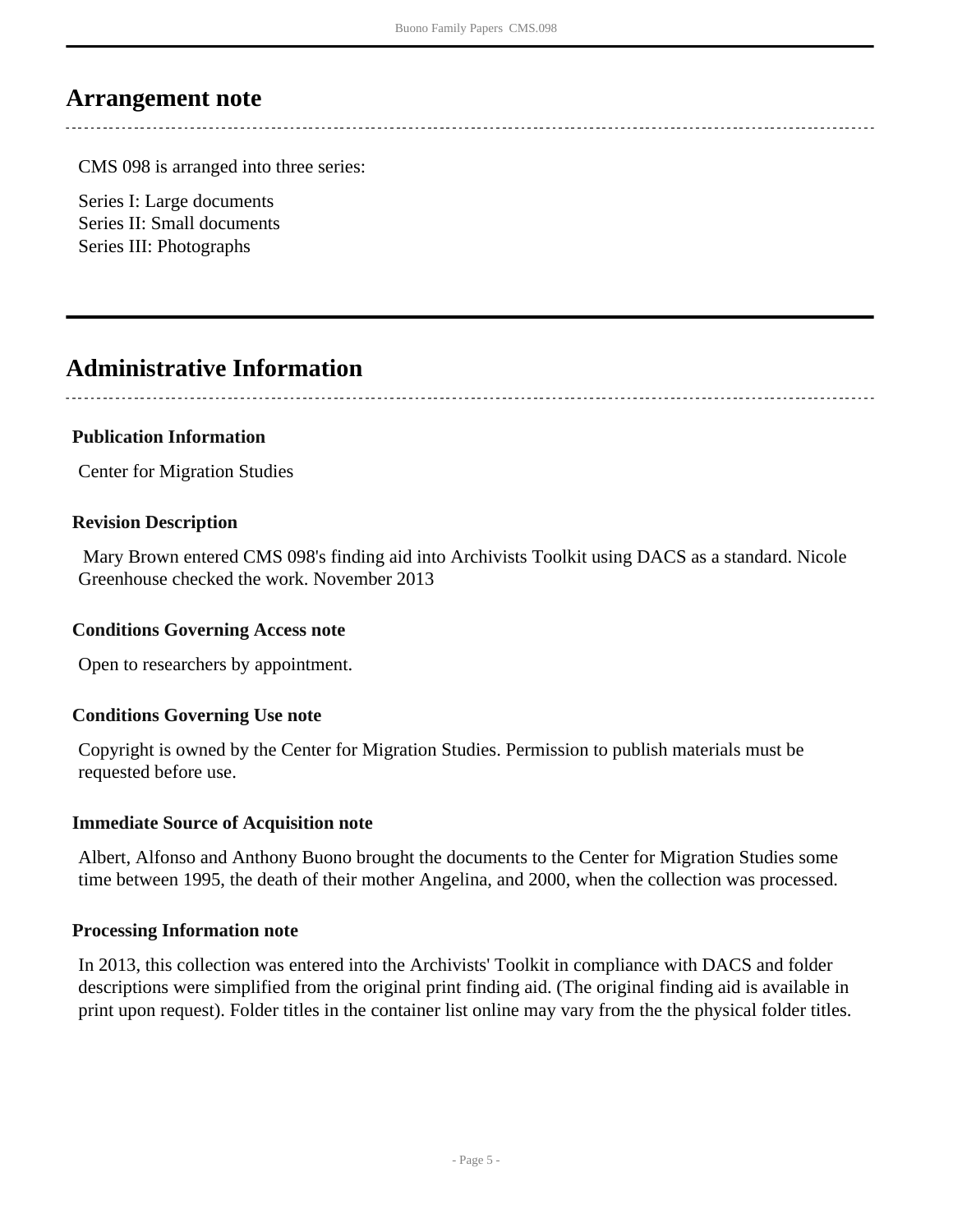## Arrangement note

CMS 098 is arranged into three series:

Series I: Large documents
Series II: Small documents
Series III: Photographs

## Administrative Information

### Publication Information

Center for Migration Studies

### Revision Description

Mary Brown entered CMS 098's finding aid into Archivists Toolkit using DACS as a standard. Nicole Greenhouse checked the work. November 2013

### Conditions Governing Access note

Open to researchers by appointment.

### Conditions Governing Use note

Copyright is owned by the Center for Migration Studies. Permission to publish materials must be requested before use.

### Immediate Source of Acquisition note

Albert, Alfonso and Anthony Buono brought the documents to the Center for Migration Studies some time between 1995, the death of their mother Angelina, and 2000, when the collection was processed.

### Processing Information note

In 2013, this collection was entered into the Archivists' Toolkit in compliance with DACS and folder descriptions were simplified from the original print finding aid. (The original finding aid is available in print upon request). Folder titles in the container list online may vary from the the physical folder titles.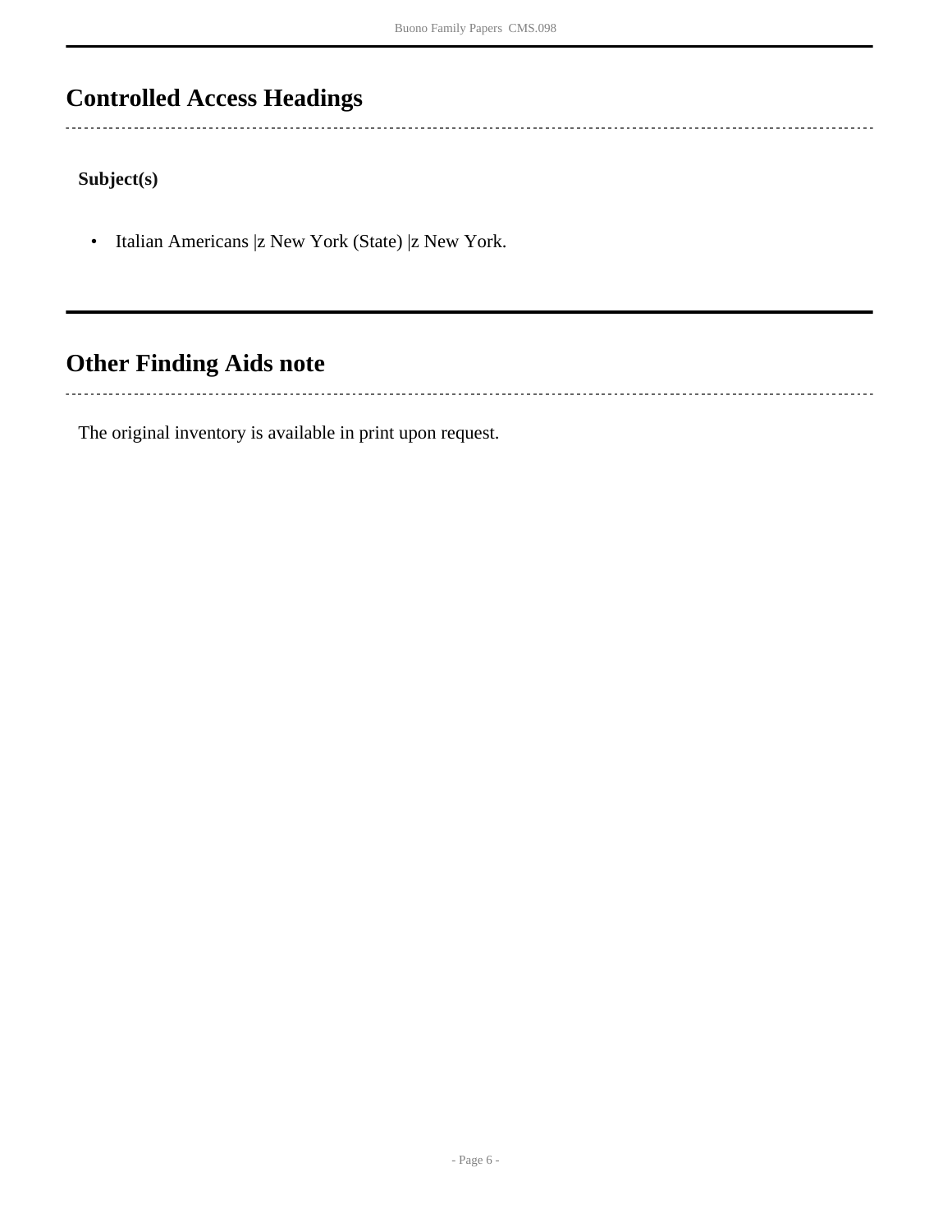## Controlled Access Headings

**Subject(s)**

- Italian Americans |z New York (State) |z New York.

## Other Finding Aids note

The original inventory is available in print upon request.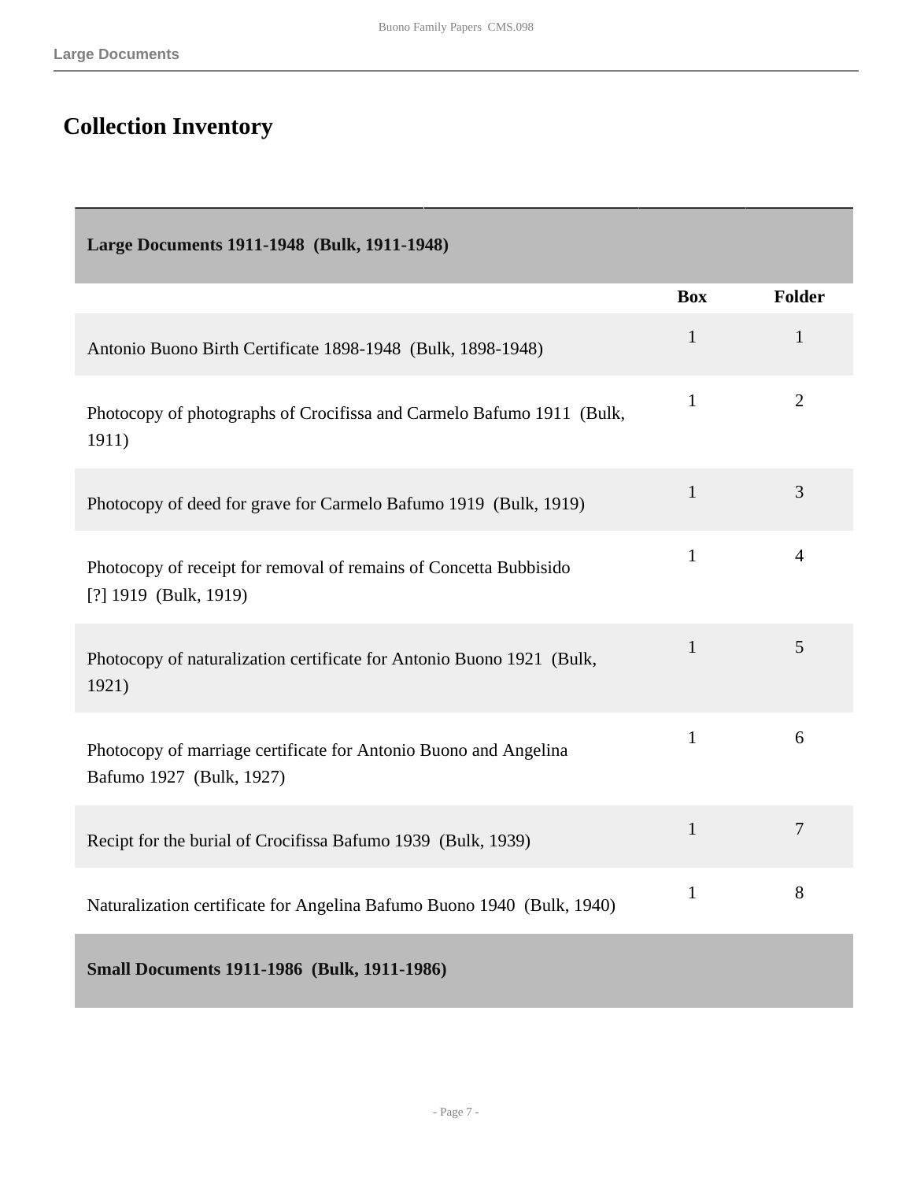## Collection Inventory

| Large Documents 1911-1948 (Bulk, 1911-1948) | | |
| --- | --- | --- |
| | **Box** | **Folder** |
| Antonio Buono Birth Certificate 1898-1948 (Bulk, 1898-1948) | 1 | 1 |
| Photocopy of photographs of Crocifissa and Carmelo Bafumo 1911 (Bulk, 1911) | 1 | 2 |
| Photocopy of deed for grave for Carmelo Bafumo 1919 (Bulk, 1919) | 1 | 3 |
| Photocopy of receipt for removal of remains of Concetta Bubbisido [?] 1919 (Bulk, 1919) | 1 | 4 |
| Photocopy of naturalization certificate for Antonio Buono 1921 (Bulk, 1921) | 1 | 5 |
| Photocopy of marriage certificate for Antonio Buono and Angelina Bafumo 1927 (Bulk, 1927) | 1 | 6 |
| Recipt for the burial of Crocifissa Bafumo 1939 (Bulk, 1939) | 1 | 7 |
| Naturalization certificate for Angelina Bafumo Buono 1940 (Bulk, 1940) | 1 | 8 |

**Small Documents 1911-1986 (Bulk, 1911-1986)**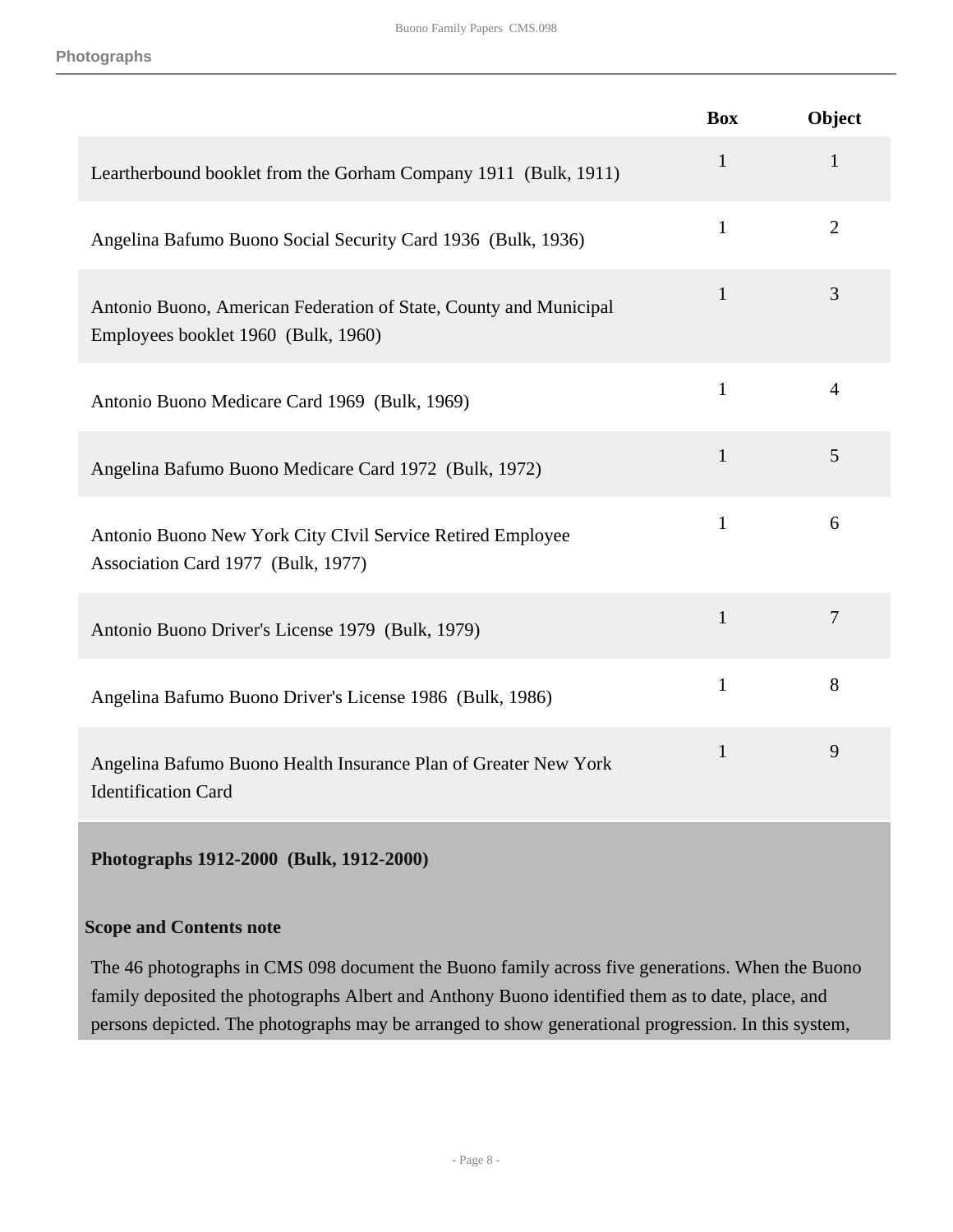| | Box | Object |
|---|---|---|
| Leartherbound booklet from the Gorham Company 1911 (Bulk, 1911) | 1 | 1 |
| Angelina Bafumo Buono Social Security Card 1936 (Bulk, 1936) | 1 | 2 |
| Antonio Buono, American Federation of State, County and Municipal Employees booklet 1960 (Bulk, 1960) | 1 | 3 |
| Antonio Buono Medicare Card 1969 (Bulk, 1969) | 1 | 4 |
| Angelina Bafumo Buono Medicare Card 1972 (Bulk, 1972) | 1 | 5 |
| Antonio Buono New York City CIvil Service Retired Employee Association Card 1977 (Bulk, 1977) | 1 | 6 |
| Antonio Buono Driver's License 1979 (Bulk, 1979) | 1 | 7 |
| Angelina Bafumo Buono Driver's License 1986 (Bulk, 1986) | 1 | 8 |
| Angelina Bafumo Buono Health Insurance Plan of Greater New York Identification Card | 1 | 9 |

**Photographs 1912-2000 (Bulk, 1912-2000)**

**Scope and Contents note**

The 46 photographs in CMS 098 document the Buono family across five generations. When the Buono family deposited the photographs Albert and Anthony Buono identified them as to date, place, and persons depicted. The photographs may be arranged to show generational progression. In this system,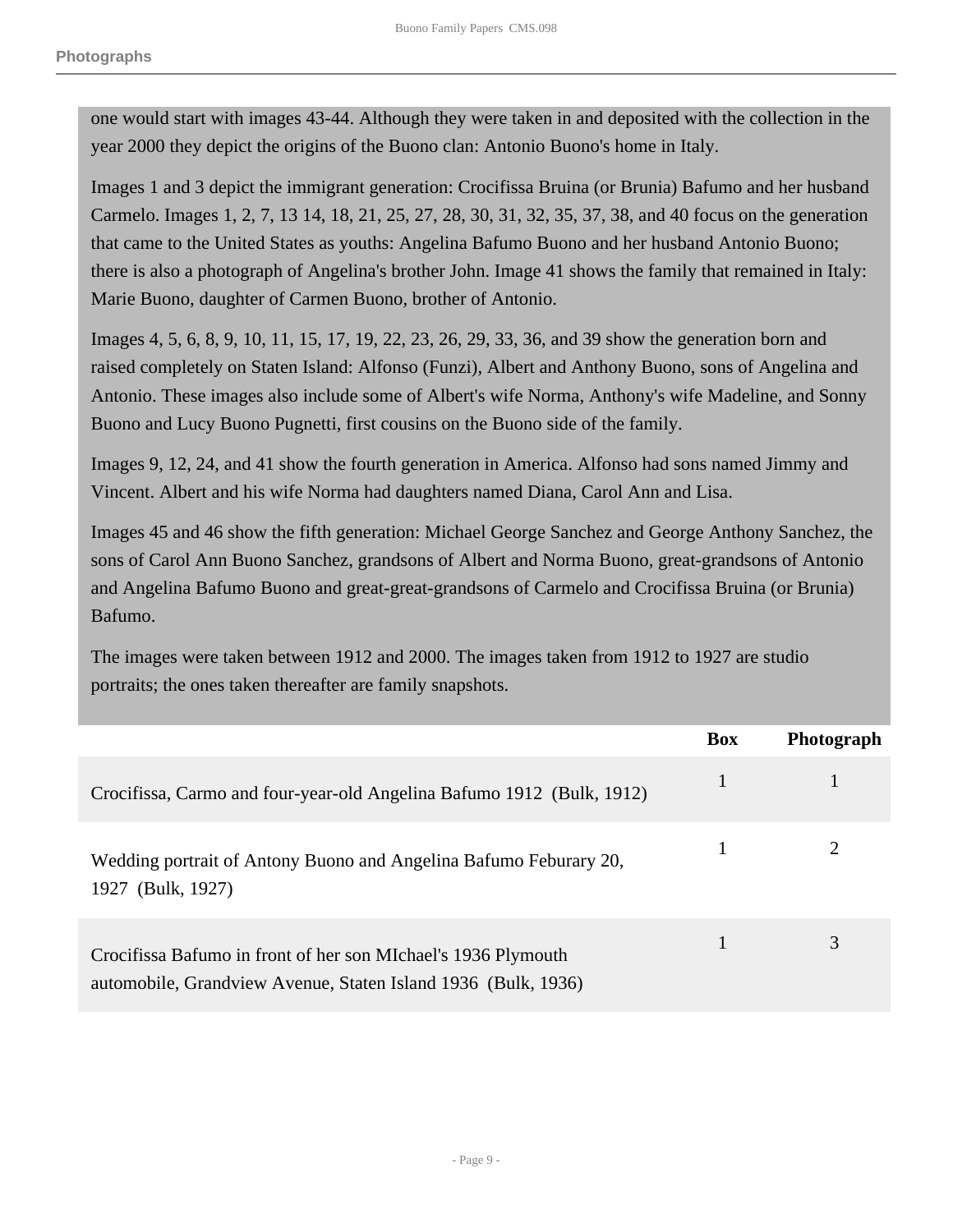one would start with images 43-44. Although they were taken in and deposited with the collection in the year 2000 they depict the origins of the Buono clan: Antonio Buono's home in Italy.

Images 1 and 3 depict the immigrant generation: Crocifissa Bruina (or Brunia) Bafumo and her husband Carmelo. Images 1, 2, 7, 13 14, 18, 21, 25, 27, 28, 30, 31, 32, 35, 37, 38, and 40 focus on the generation that came to the United States as youths: Angelina Bafumo Buono and her husband Antonio Buono; there is also a photograph of Angelina's brother John. Image 41 shows the family that remained in Italy: Marie Buono, daughter of Carmen Buono, brother of Antonio.

Images 4, 5, 6, 8, 9, 10, 11, 15, 17, 19, 22, 23, 26, 29, 33, 36, and 39 show the generation born and raised completely on Staten Island: Alfonso (Funzi), Albert and Anthony Buono, sons of Angelina and Antonio. These images also include some of Albert's wife Norma, Anthony's wife Madeline, and Sonny Buono and Lucy Buono Pugnetti, first cousins on the Buono side of the family.

Images 9, 12, 24, and 41 show the fourth generation in America. Alfonso had sons named Jimmy and Vincent. Albert and his wife Norma had daughters named Diana, Carol Ann and Lisa.

Images 45 and 46 show the fifth generation: Michael George Sanchez and George Anthony Sanchez, the sons of Carol Ann Buono Sanchez, grandsons of Albert and Norma Buono, great-grandsons of Antonio and Angelina Bafumo Buono and great-great-grandsons of Carmelo and Crocifissa Bruina (or Brunia) Bafumo.

The images were taken between 1912 and 2000. The images taken from 1912 to 1927 are studio portraits; the ones taken thereafter are family snapshots.

| | Box | Photograph |
|---|---|---|
| Crocifissa, Carmo and four-year-old Angelina Bafumo 1912 (Bulk, 1912) | 1 | 1 |
| Wedding portrait of Antony Buono and Angelina Bafumo Feburary 20, 1927 (Bulk, 1927) | 1 | 2 |
| Crocifissa Bafumo in front of her son MIchael's 1936 Plymouth automobile, Grandview Avenue, Staten Island 1936 (Bulk, 1936) | 1 | 3 |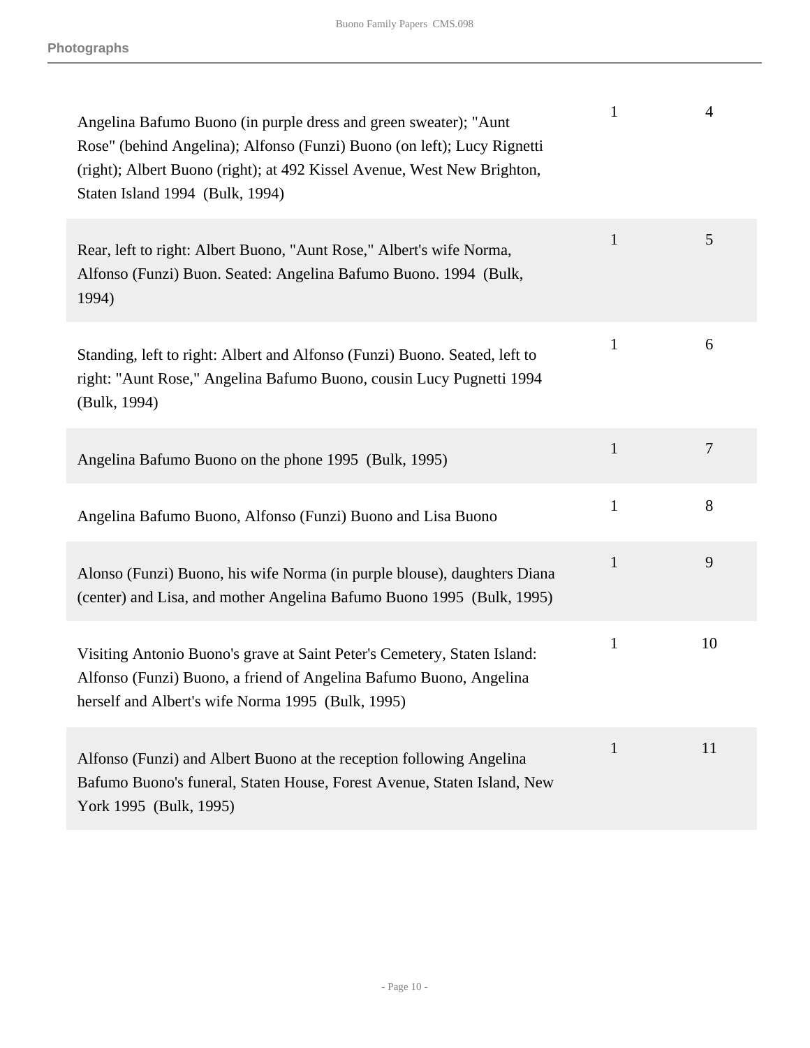**Photographs**

| | | |
|---|---|---|
| Angelina Bafumo Buono (in purple dress and green sweater); "Aunt Rose" (behind Angelina); Alfonso (Funzi) Buono (on left); Lucy Rignetti (right); Albert Buono (right); at 492 Kissel Avenue, West New Brighton, Staten Island 1994 (Bulk, 1994) | 1 | 4 |
| Rear, left to right: Albert Buono, "Aunt Rose," Albert's wife Norma, Alfonso (Funzi) Buon. Seated: Angelina Bafumo Buono. 1994 (Bulk, 1994) | 1 | 5 |
| Standing, left to right: Albert and Alfonso (Funzi) Buono. Seated, left to right: "Aunt Rose," Angelina Bafumo Buono, cousin Lucy Pugnetti 1994 (Bulk, 1994) | 1 | 6 |
| Angelina Bafumo Buono on the phone 1995 (Bulk, 1995) | 1 | 7 |
| Angelina Bafumo Buono, Alfonso (Funzi) Buono and Lisa Buono | 1 | 8 |
| Alonso (Funzi) Buono, his wife Norma (in purple blouse), daughters Diana (center) and Lisa, and mother Angelina Bafumo Buono 1995 (Bulk, 1995) | 1 | 9 |
| Visiting Antonio Buono's grave at Saint Peter's Cemetery, Staten Island: Alfonso (Funzi) Buono, a friend of Angelina Bafumo Buono, Angelina herself and Albert's wife Norma 1995 (Bulk, 1995) | 1 | 10 |
| Alfonso (Funzi) and Albert Buono at the reception following Angelina Bafumo Buono's funeral, Staten House, Forest Avenue, Staten Island, New York 1995 (Bulk, 1995) | 1 | 11 |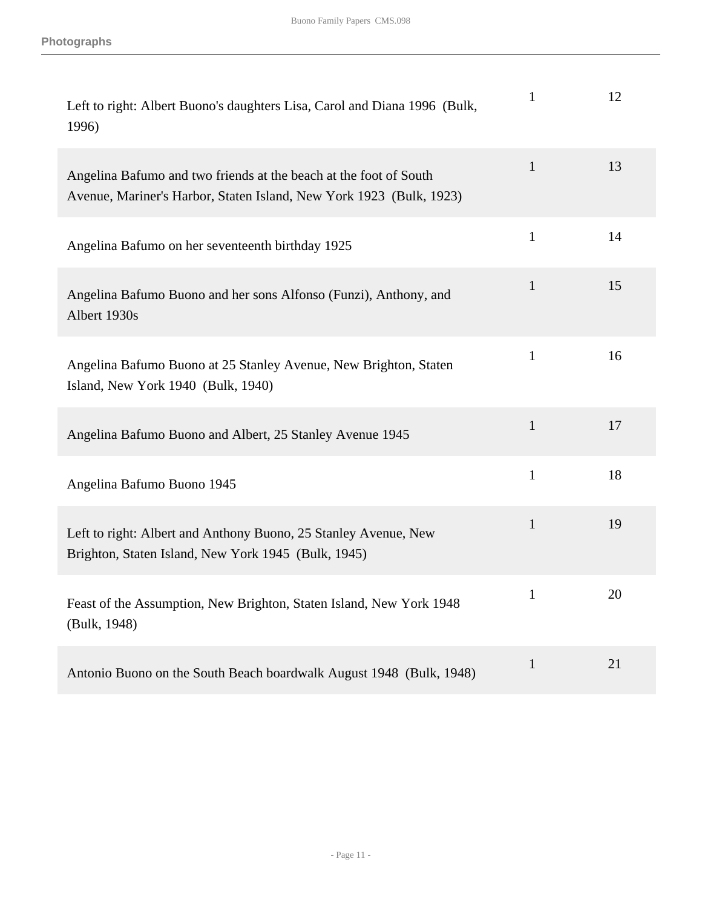| | | |
|---|---|---|
| Left to right: Albert Buono's daughters Lisa, Carol and Diana 1996 (Bulk, 1996) | 1 | 12 |
| Angelina Bafumo and two friends at the beach at the foot of South Avenue, Mariner's Harbor, Staten Island, New York 1923 (Bulk, 1923) | 1 | 13 |
| Angelina Bafumo on her seventeenth birthday 1925 | 1 | 14 |
| Angelina Bafumo Buono and her sons Alfonso (Funzi), Anthony, and Albert 1930s | 1 | 15 |
| Angelina Bafumo Buono at 25 Stanley Avenue, New Brighton, Staten Island, New York 1940 (Bulk, 1940) | 1 | 16 |
| Angelina Bafumo Buono and Albert, 25 Stanley Avenue 1945 | 1 | 17 |
| Angelina Bafumo Buono 1945 | 1 | 18 |
| Left to right: Albert and Anthony Buono, 25 Stanley Avenue, New Brighton, Staten Island, New York 1945 (Bulk, 1945) | 1 | 19 |
| Feast of the Assumption, New Brighton, Staten Island, New York 1948 (Bulk, 1948) | 1 | 20 |
| Antonio Buono on the South Beach boardwalk August 1948 (Bulk, 1948) | 1 | 21 |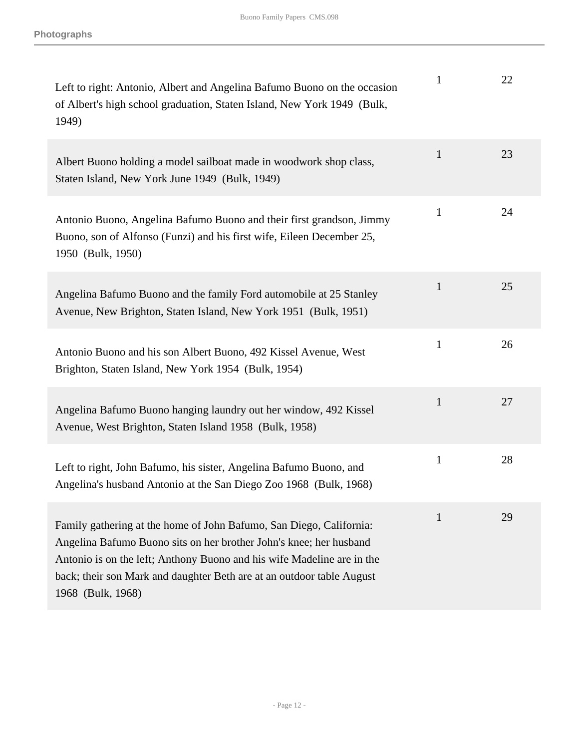| Description | Box | Folder |
|---|---|---|
| Left to right: Antonio, Albert and Angelina Bafumo Buono on the occasion of Albert's high school graduation, Staten Island, New York 1949 (Bulk, 1949) | 1 | 22 |
| Albert Buono holding a model sailboat made in woodwork shop class, Staten Island, New York June 1949 (Bulk, 1949) | 1 | 23 |
| Antonio Buono, Angelina Bafumo Buono and their first grandson, Jimmy Buono, son of Alfonso (Funzi) and his first wife, Eileen December 25, 1950 (Bulk, 1950) | 1 | 24 |
| Angelina Bafumo Buono and the family Ford automobile at 25 Stanley Avenue, New Brighton, Staten Island, New York 1951 (Bulk, 1951) | 1 | 25 |
| Antonio Buono and his son Albert Buono, 492 Kissel Avenue, West Brighton, Staten Island, New York 1954 (Bulk, 1954) | 1 | 26 |
| Angelina Bafumo Buono hanging laundry out her window, 492 Kissel Avenue, West Brighton, Staten Island 1958 (Bulk, 1958) | 1 | 27 |
| Left to right, John Bafumo, his sister, Angelina Bafumo Buono, and Angelina's husband Antonio at the San Diego Zoo 1968 (Bulk, 1968) | 1 | 28 |
| Family gathering at the home of John Bafumo, San Diego, California: Angelina Bafumo Buono sits on her brother John's knee; her husband Antonio is on the left; Anthony Buono and his wife Madeline are in the back; their son Mark and daughter Beth are at an outdoor table August 1968 (Bulk, 1968) | 1 | 29 |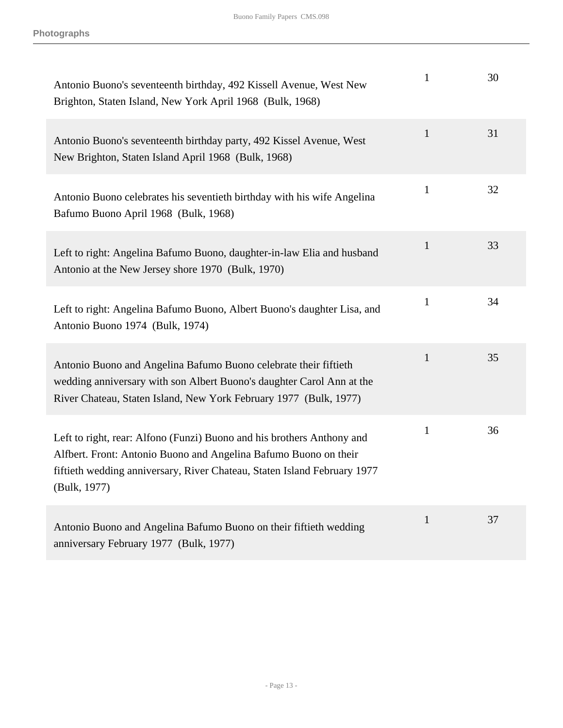| | | |
|---|---|---|
| Antonio Buono's seventeenth birthday, 492 Kissell Avenue, West New Brighton, Staten Island, New York April 1968 (Bulk, 1968) | 1 | 30 |
| Antonio Buono's seventeenth birthday party, 492 Kissel Avenue, West New Brighton, Staten Island April 1968 (Bulk, 1968) | 1 | 31 |
| Antonio Buono celebrates his seventieth birthday with his wife Angelina Bafumo Buono April 1968 (Bulk, 1968) | 1 | 32 |
| Left to right: Angelina Bafumo Buono, daughter-in-law Elia and husband Antonio at the New Jersey shore 1970 (Bulk, 1970) | 1 | 33 |
| Left to right: Angelina Bafumo Buono, Albert Buono's daughter Lisa, and Antonio Buono 1974 (Bulk, 1974) | 1 | 34 |
| Antonio Buono and Angelina Bafumo Buono celebrate their fiftieth wedding anniversary with son Albert Buono's daughter Carol Ann at the River Chateau, Staten Island, New York February 1977 (Bulk, 1977) | 1 | 35 |
| Left to right, rear: Alfono (Funzi) Buono and his brothers Anthony and Alfbert. Front: Antonio Buono and Angelina Bafumo Buono on their fiftieth wedding anniversary, River Chateau, Staten Island February 1977 (Bulk, 1977) | 1 | 36 |
| Antonio Buono and Angelina Bafumo Buono on their fiftieth wedding anniversary February 1977 (Bulk, 1977) | 1 | 37 |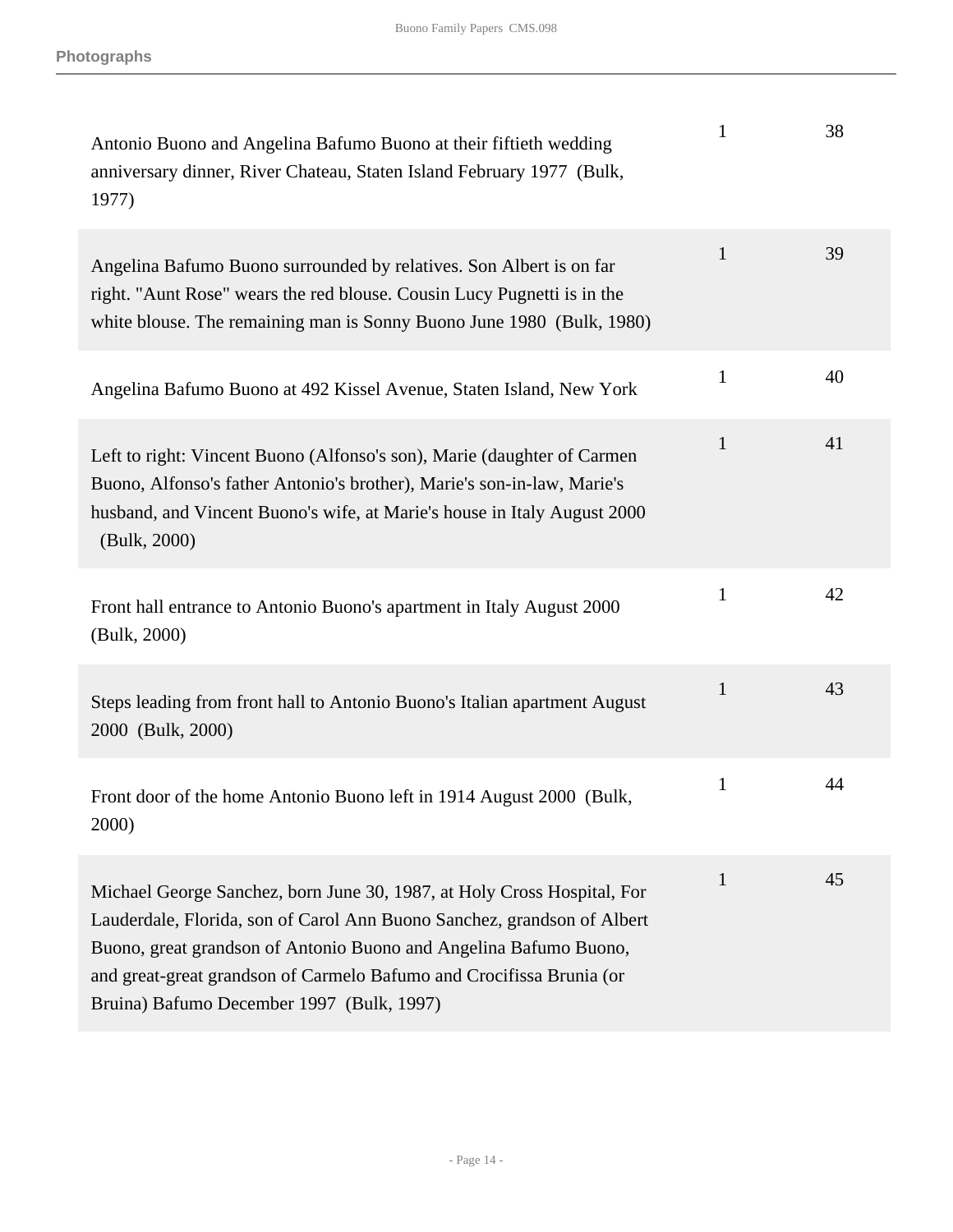| | | |
|---|---|---|
| Antonio Buono and Angelina Bafumo Buono at their fiftieth wedding anniversary dinner, River Chateau, Staten Island February 1977 (Bulk, 1977) | 1 | 38 |
| Angelina Bafumo Buono surrounded by relatives. Son Albert is on far right. "Aunt Rose" wears the red blouse. Cousin Lucy Pugnetti is in the white blouse. The remaining man is Sonny Buono June 1980 (Bulk, 1980) | 1 | 39 |
| Angelina Bafumo Buono at 492 Kissel Avenue, Staten Island, New York | 1 | 40 |
| Left to right: Vincent Buono (Alfonso's son), Marie (daughter of Carmen Buono, Alfonso's father Antonio's brother), Marie's son-in-law, Marie's husband, and Vincent Buono's wife, at Marie's house in Italy August 2000 (Bulk, 2000) | 1 | 41 |
| Front hall entrance to Antonio Buono's apartment in Italy August 2000 (Bulk, 2000) | 1 | 42 |
| Steps leading from front hall to Antonio Buono's Italian apartment August 2000 (Bulk, 2000) | 1 | 43 |
| Front door of the home Antonio Buono left in 1914 August 2000 (Bulk, 2000) | 1 | 44 |
| Michael George Sanchez, born June 30, 1987, at Holy Cross Hospital, For Lauderdale, Florida, son of Carol Ann Buono Sanchez, grandson of Albert Buono, great grandson of Antonio Buono and Angelina Bafumo Buono, and great-great grandson of Carmelo Bafumo and Crocifissa Brunia (or Bruina) Bafumo December 1997 (Bulk, 1997) | 1 | 45 |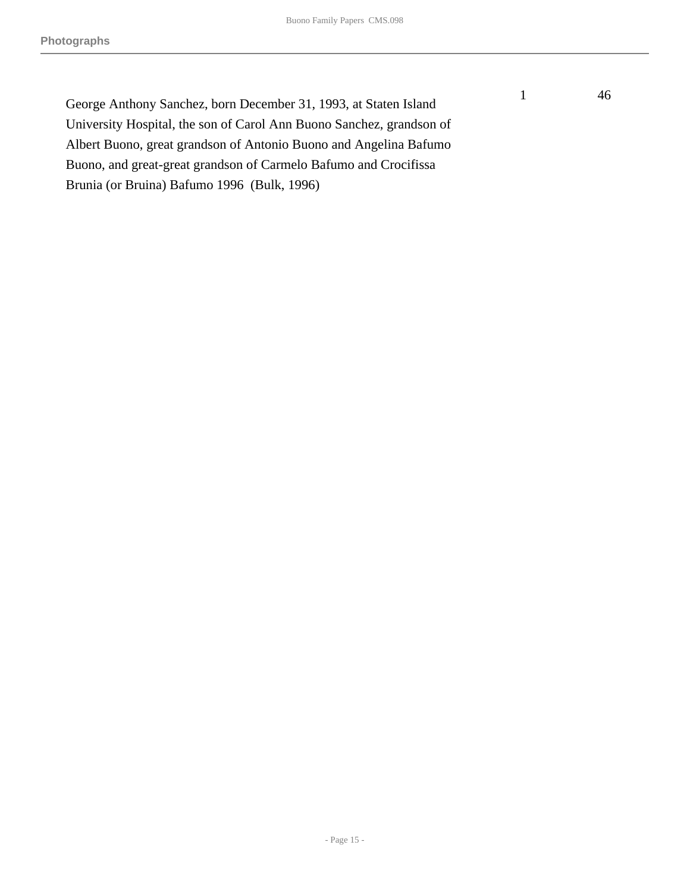| | | |
|---|---|---|
| George Anthony Sanchez, born December 31, 1993, at Staten Island University Hospital, the son of Carol Ann Buono Sanchez, grandson of Albert Buono, great grandson of Antonio Buono and Angelina Bafumo Buono, and great-great grandson of Carmelo Bafumo and Crocifissa Brunia (or Bruina) Bafumo 1996 (Bulk, 1996) | 1 | 46 |